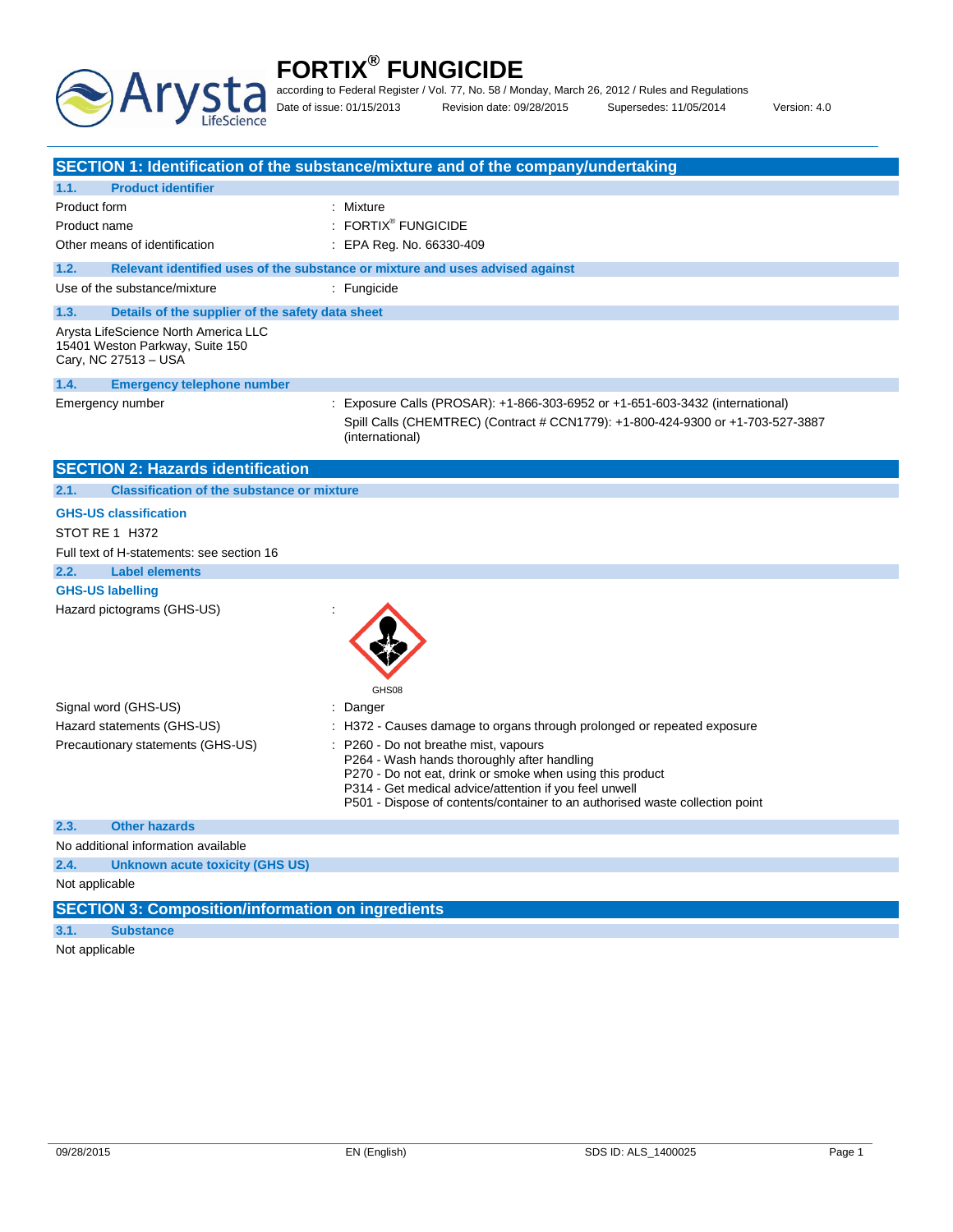# FORTIX® FUNGICIDE

according to Federal Register / Vol. 77, No. 58 / Monday, March 26, 2012 / Rules and Regulations

Date of issue: 01/15/2013 Revision date: 09/28/2015 Supersedes: 11/05/2014 Version: 4.0

## SECTION 1: Identification of the substance/mixture and of the company/undertaking

### 1.1. Product identifier

Product form : Mixture

Product name : FORTIX® FUNGICIDE

Other means of identification : EPA Reg. No. 66330-409

### 1.2. Relevant identified uses of the substance or mixture and uses advised against

Use of the substance/mixture : Fungicide

### 1.3. Details of the supplier of the safety data sheet

Arysta LifeScience North America LLC
15401 Weston Parkway, Suite 150
Cary, NC 27513 – USA

### 1.4. Emergency telephone number

Emergency number : Exposure Calls (PROSAR): +1-866-303-6952 or +1-651-603-3432 (international)
Spill Calls (CHEMTREC) (Contract # CCN1779): +1-800-424-9300 or +1-703-527-3887 (international)

## SECTION 2: Hazards identification

### 2.1. Classification of the substance or mixture

**GHS-US classification**

STOT RE 1 H372

Full text of H-statements: see section 16

### 2.2. Label elements

**GHS-US labelling**

Hazard pictograms (GHS-US) :

GHS08

Signal word (GHS-US) : Danger

Hazard statements (GHS-US) : H372 - Causes damage to organs through prolonged or repeated exposure

Precautionary statements (GHS-US) : P260 - Do not breathe mist, vapours
P264 - Wash hands thoroughly after handling
P270 - Do not eat, drink or smoke when using this product
P314 - Get medical advice/attention if you feel unwell
P501 - Dispose of contents/container to an authorised waste collection point

### 2.3. Other hazards

No additional information available

### 2.4. Unknown acute toxicity (GHS US)

Not applicable

## SECTION 3: Composition/information on ingredients

### 3.1. Substance

Not applicable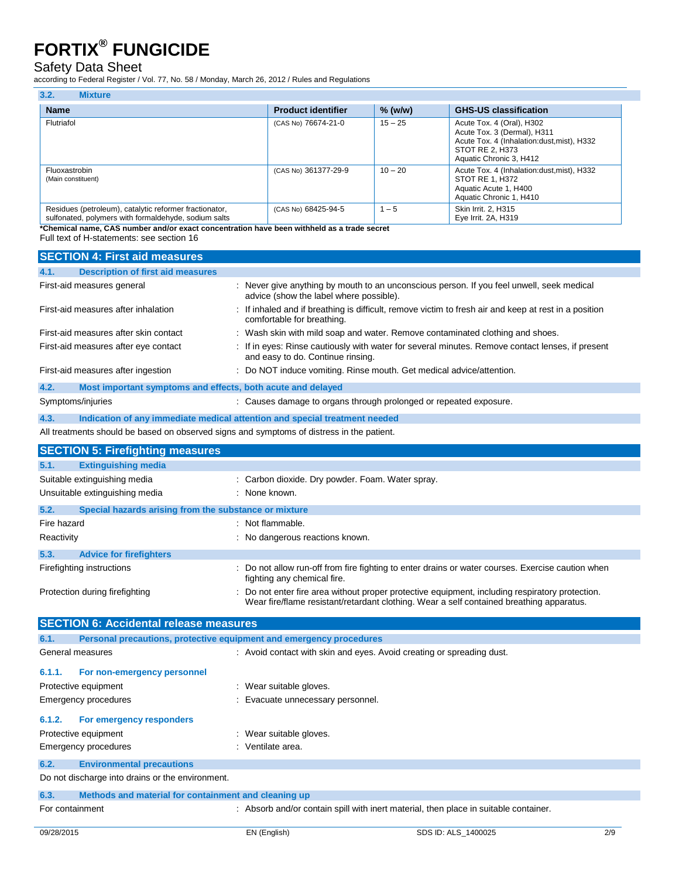### 3.2. Mixture

| Name | Product identifier | % (w/w) | GHS-US classification |
|---|---|---|---|
| Flutriafol | (CAS No) 76674-21-0 | 15 – 25 | Acute Tox. 4 (Oral), H302<br>Acute Tox. 3 (Dermal), H311<br>Acute Tox. 4 (Inhalation:dust,mist), H332<br>STOT RE 2, H373<br>Aquatic Chronic 3, H412 |
| Fluoxastrobin<br>(Main constituent) | (CAS No) 361377-29-9 | 10 – 20 | Acute Tox. 4 (Inhalation:dust,mist), H332<br>STOT RE 1, H372<br>Aquatic Acute 1, H400<br>Aquatic Chronic 1, H410 |
| Residues (petroleum), catalytic reformer fractionator, sulfonated, polymers with formaldehyde, sodium salts | (CAS No) 68425-94-5 | 1 – 5 | Skin Irrit. 2, H315<br>Eye Irrit. 2A, H319 |

**\*Chemical name, CAS number and/or exact concentration have been withheld as a trade secret**

Full text of H-statements: see section 16

## SECTION 4: First aid measures

### 4.1. Description of first aid measures

First-aid measures general : Never give anything by mouth to an unconscious person. If you feel unwell, seek medical advice (show the label where possible).

First-aid measures after inhalation : If inhaled and if breathing is difficult, remove victim to fresh air and keep at rest in a position comfortable for breathing.

First-aid measures after skin contact : Wash skin with mild soap and water. Remove contaminated clothing and shoes.

First-aid measures after eye contact : If in eyes: Rinse cautiously with water for several minutes. Remove contact lenses, if present and easy to do. Continue rinsing.

First-aid measures after ingestion : Do NOT induce vomiting. Rinse mouth. Get medical advice/attention.

### 4.2. Most important symptoms and effects, both acute and delayed

Symptoms/injuries : Causes damage to organs through prolonged or repeated exposure.

### 4.3. Indication of any immediate medical attention and special treatment needed

All treatments should be based on observed signs and symptoms of distress in the patient.

## SECTION 5: Firefighting measures

### 5.1. Extinguishing media

Suitable extinguishing media : Carbon dioxide. Dry powder. Foam. Water spray.

Unsuitable extinguishing media : None known.

### 5.2. Special hazards arising from the substance or mixture

Fire hazard : Not flammable.

Reactivity : No dangerous reactions known.

### 5.3. Advice for firefighters

Firefighting instructions : Do not allow run-off from fire fighting to enter drains or water courses. Exercise caution when fighting any chemical fire.

Protection during firefighting : Do not enter fire area without proper protective equipment, including respiratory protection. Wear fire/flame resistant/retardant clothing. Wear a self contained breathing apparatus.

## SECTION 6: Accidental release measures

### 6.1. Personal precautions, protective equipment and emergency procedures

General measures : Avoid contact with skin and eyes. Avoid creating or spreading dust.

#### 6.1.1. For non-emergency personnel

Protective equipment : Wear suitable gloves.

Emergency procedures : Evacuate unnecessary personnel.

#### 6.1.2. For emergency responders

Protective equipment : Wear suitable gloves.

Emergency procedures : Ventilate area.

### 6.2. Environmental precautions

Do not discharge into drains or the environment.

### 6.3. Methods and material for containment and cleaning up

For containment : Absorb and/or contain spill with inert material, then place in suitable container.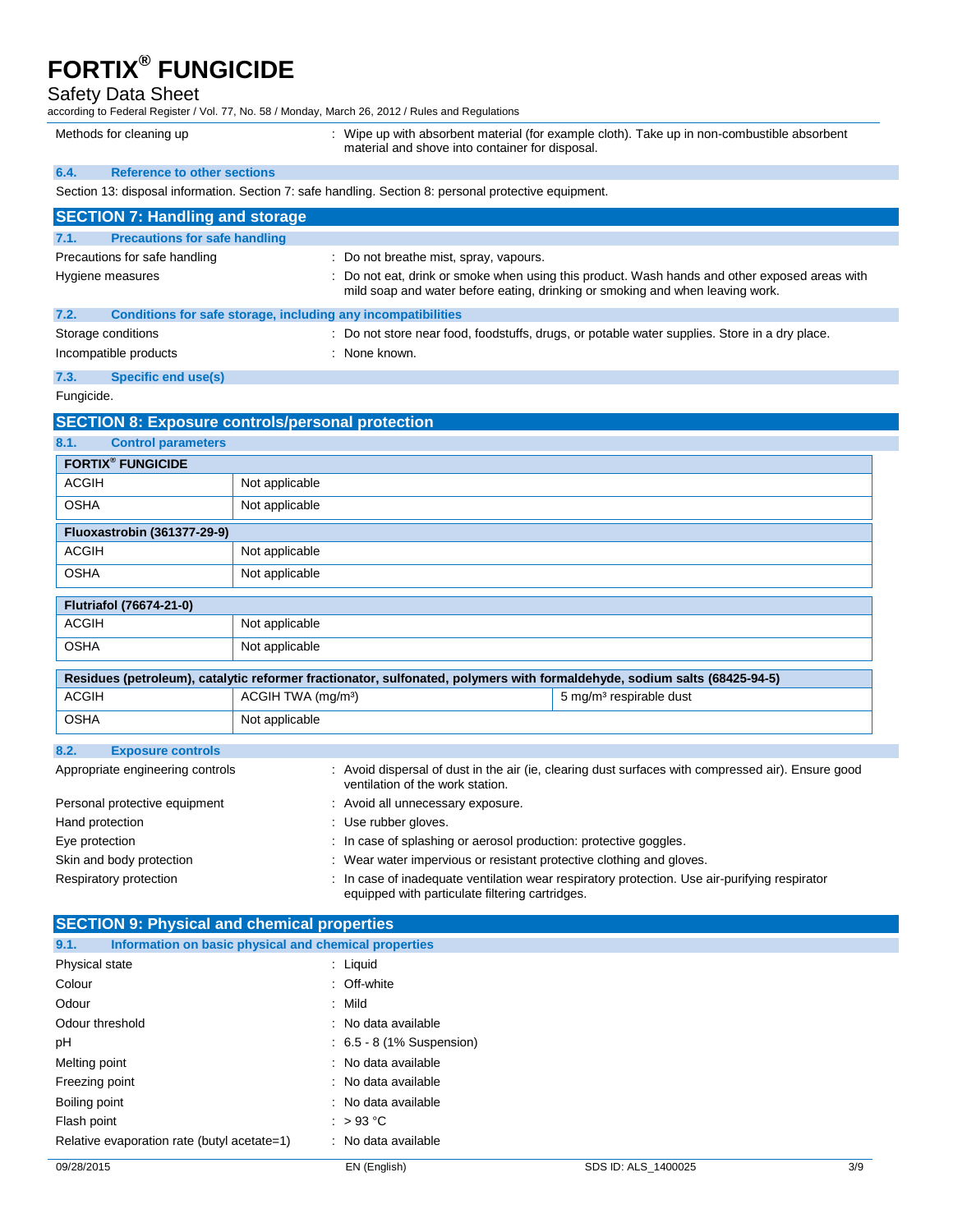| | |
|---|---|
| Methods for cleaning up | : Wipe up with absorbent material (for example cloth). Take up in non-combustible absorbent material and shove into container for disposal. |

### 6.4. Reference to other sections

Section 13: disposal information. Section 7: safe handling. Section 8: personal protective equipment.

## SECTION 7: Handling and storage

### 7.1. Precautions for safe handling

| | |
|---|---|
| Precautions for safe handling | : Do not breathe mist, spray, vapours. |
| Hygiene measures | : Do not eat, drink or smoke when using this product. Wash hands and other exposed areas with mild soap and water before eating, drinking or smoking and when leaving work. |

### 7.2. Conditions for safe storage, including any incompatibilities

| | |
|---|---|
| Storage conditions | : Do not store near food, foodstuffs, drugs, or potable water supplies. Store in a dry place. |
| Incompatible products | : None known. |

### 7.3. Specific end use(s)

Fungicide.

## SECTION 8: Exposure controls/personal protection

### 8.1. Control parameters

| FORTIX® FUNGICIDE | |
|---|---|
| ACGIH | Not applicable |
| OSHA | Not applicable |

| Fluoxastrobin (361377-29-9) | |
|---|---|
| ACGIH | Not applicable |
| OSHA | Not applicable |

| Flutriafol (76674-21-0) | |
|---|---|
| ACGIH | Not applicable |
| OSHA | Not applicable |

| Residues (petroleum), catalytic reformer fractionator, sulfonated, polymers with formaldehyde, sodium salts (68425-94-5) | | |
|---|---|---|
| ACGIH | ACGIH TWA (mg/m³) | 5 mg/m³ respirable dust |
| OSHA | Not applicable | |

### 8.2. Exposure controls

| | |
|---|---|
| Appropriate engineering controls | : Avoid dispersal of dust in the air (ie, clearing dust surfaces with compressed air). Ensure good ventilation of the work station. |
| Personal protective equipment | : Avoid all unnecessary exposure. |
| Hand protection | : Use rubber gloves. |
| Eye protection | : In case of splashing or aerosol production: protective goggles. |
| Skin and body protection | : Wear water impervious or resistant protective clothing and gloves. |
| Respiratory protection | : In case of inadequate ventilation wear respiratory protection. Use air-purifying respirator equipped with particulate filtering cartridges. |

## SECTION 9: Physical and chemical properties

### 9.1. Information on basic physical and chemical properties

| | |
|---|---|
| Physical state | : Liquid |
| Colour | : Off-white |
| Odour | : Mild |
| Odour threshold | : No data available |
| pH | : 6.5 - 8 (1% Suspension) |
| Melting point | : No data available |
| Freezing point | : No data available |
| Boiling point | : No data available |
| Flash point | : > 93 °C |
| Relative evaporation rate (butyl acetate=1) | : No data available |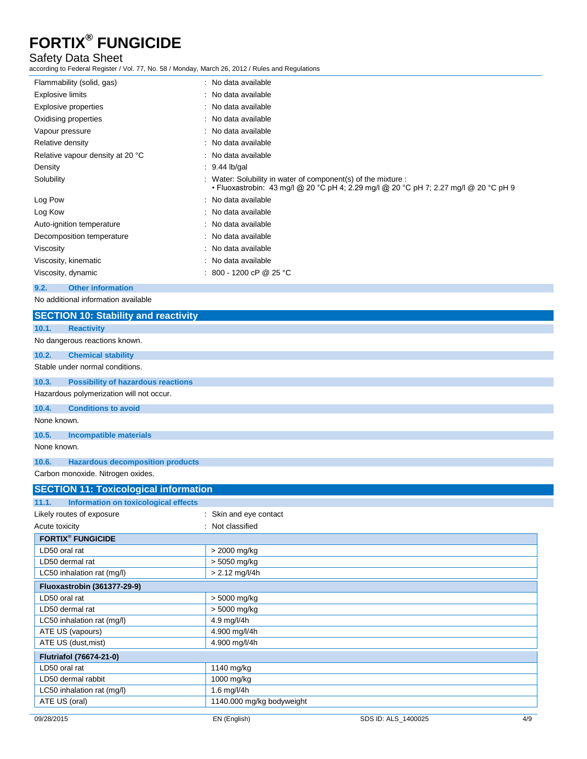| | |
|---|---|
| Flammability (solid, gas) | : No data available |
| Explosive limits | : No data available |
| Explosive properties | : No data available |
| Oxidising properties | : No data available |
| Vapour pressure | : No data available |
| Relative density | : No data available |
| Relative vapour density at 20 °C | : No data available |
| Density | : 9.44 lb/gal |
| Solubility | : Water: Solubility in water of component(s) of the mixture : • Fluoxastrobin: 43 mg/l @ 20 °C pH 4; 2.29 mg/l @ 20 °C pH 7; 2.27 mg/l @ 20 °C pH 9 |
| Log Pow | : No data available |
| Log Kow | : No data available |
| Auto-ignition temperature | : No data available |
| Decomposition temperature | : No data available |
| Viscosity | : No data available |
| Viscosity, kinematic | : No data available |
| Viscosity, dynamic | : 800 - 1200 cP @ 25 °C |

### 9.2. Other information

No additional information available

## SECTION 10: Stability and reactivity

### 10.1. Reactivity

No dangerous reactions known.

### 10.2. Chemical stability

Stable under normal conditions.

### 10.3. Possibility of hazardous reactions

Hazardous polymerization will not occur.

### 10.4. Conditions to avoid

None known.

### 10.5. Incompatible materials

None known.

### 10.6. Hazardous decomposition products

Carbon monoxide. Nitrogen oxides.

## SECTION 11: Toxicological information

### 11.1. Information on toxicological effects

| | |
|---|---|
| Likely routes of exposure | : Skin and eye contact |
| Acute toxicity | : Not classified |

| **FORTIX® FUNGICIDE** | |
|---|---|
| LD50 oral rat | > 2000 mg/kg |
| LD50 dermal rat | > 5050 mg/kg |
| LC50 inhalation rat (mg/l) | > 2.12 mg/l/4h |
| **Fluoxastrobin (361377-29-9)** | |
| LD50 oral rat | > 5000 mg/kg |
| LD50 dermal rat | > 5000 mg/kg |
| LC50 inhalation rat (mg/l) | 4.9 mg/l/4h |
| ATE US (vapours) | 4.900 mg/l/4h |
| ATE US (dust,mist) | 4.900 mg/l/4h |
| **Flutriafol (76674-21-0)** | |
| LD50 oral rat | 1140 mg/kg |
| LD50 dermal rabbit | 1000 mg/kg |
| LC50 inhalation rat (mg/l) | 1.6 mg/l/4h |
| ATE US (oral) | 1140.000 mg/kg bodyweight |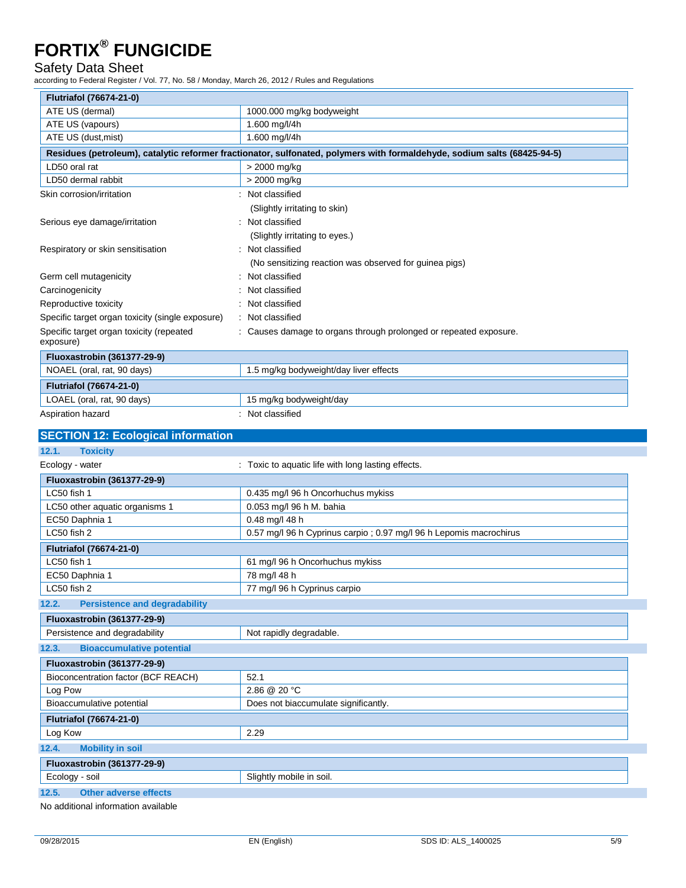| Flutriafol (76674-21-0) | |
|---|---|
| ATE US (dermal) | 1000.000 mg/kg bodyweight |
| ATE US (vapours) | 1.600 mg/l/4h |
| ATE US (dust,mist) | 1.600 mg/l/4h |

| Residues (petroleum), catalytic reformer fractionator, sulfonated, polymers with formaldehyde, sodium salts (68425-94-5) | |
|---|---|
| LD50 oral rat | > 2000 mg/kg |
| LD50 dermal rabbit | > 2000 mg/kg |

Skin corrosion/irritation : Not classified
(Slightly irritating to skin)

Serious eye damage/irritation : Not classified
(Slightly irritating to eyes.)

Respiratory or skin sensitisation : Not classified
(No sensitizing reaction was observed for guinea pigs)

Germ cell mutagenicity : Not classified

Carcinogenicity : Not classified

Reproductive toxicity : Not classified

Specific target organ toxicity (single exposure) : Not classified

Specific target organ toxicity (repeated exposure) : Causes damage to organs through prolonged or repeated exposure.

| Fluoxastrobin (361377-29-9) | |
|---|---|
| NOAEL (oral, rat, 90 days) | 1.5 mg/kg bodyweight/day liver effects |

| Flutriafol (76674-21-0) | |
|---|---|
| LOAEL (oral, rat, 90 days) | 15 mg/kg bodyweight/day |

Aspiration hazard : Not classified

## SECTION 12: Ecological information

### 12.1. Toxicity

Ecology - water : Toxic to aquatic life with long lasting effects.

| Fluoxastrobin (361377-29-9) | |
|---|---|
| LC50 fish 1 | 0.435 mg/l 96 h Oncorhuchus mykiss |
| LC50 other aquatic organisms 1 | 0.053 mg/l 96 h M. bahia |
| EC50 Daphnia 1 | 0.48 mg/l 48 h |
| LC50 fish 2 | 0.57 mg/l 96 h Cyprinus carpio ; 0.97 mg/l 96 h Lepomis macrochirus |

| Flutriafol (76674-21-0) | |
|---|---|
| LC50 fish 1 | 61 mg/l 96 h Oncorhuchus mykiss |
| EC50 Daphnia 1 | 78 mg/l 48 h |
| LC50 fish 2 | 77 mg/l 96 h Cyprinus carpio |

### 12.2. Persistence and degradability

| Fluoxastrobin (361377-29-9) | |
|---|---|
| Persistence and degradability | Not rapidly degradable. |

### 12.3. Bioaccumulative potential

| Fluoxastrobin (361377-29-9) | |
|---|---|
| Bioconcentration factor (BCF REACH) | 52.1 |
| Log Pow | 2.86 @ 20 °C |
| Bioaccumulative potential | Does not biaccumulate significantly. |

| Flutriafol (76674-21-0) | |
|---|---|
| Log Kow | 2.29 |

### 12.4. Mobility in soil

| Fluoxastrobin (361377-29-9) | |
|---|---|
| Ecology - soil | Slightly mobile in soil. |

### 12.5. Other adverse effects

No additional information available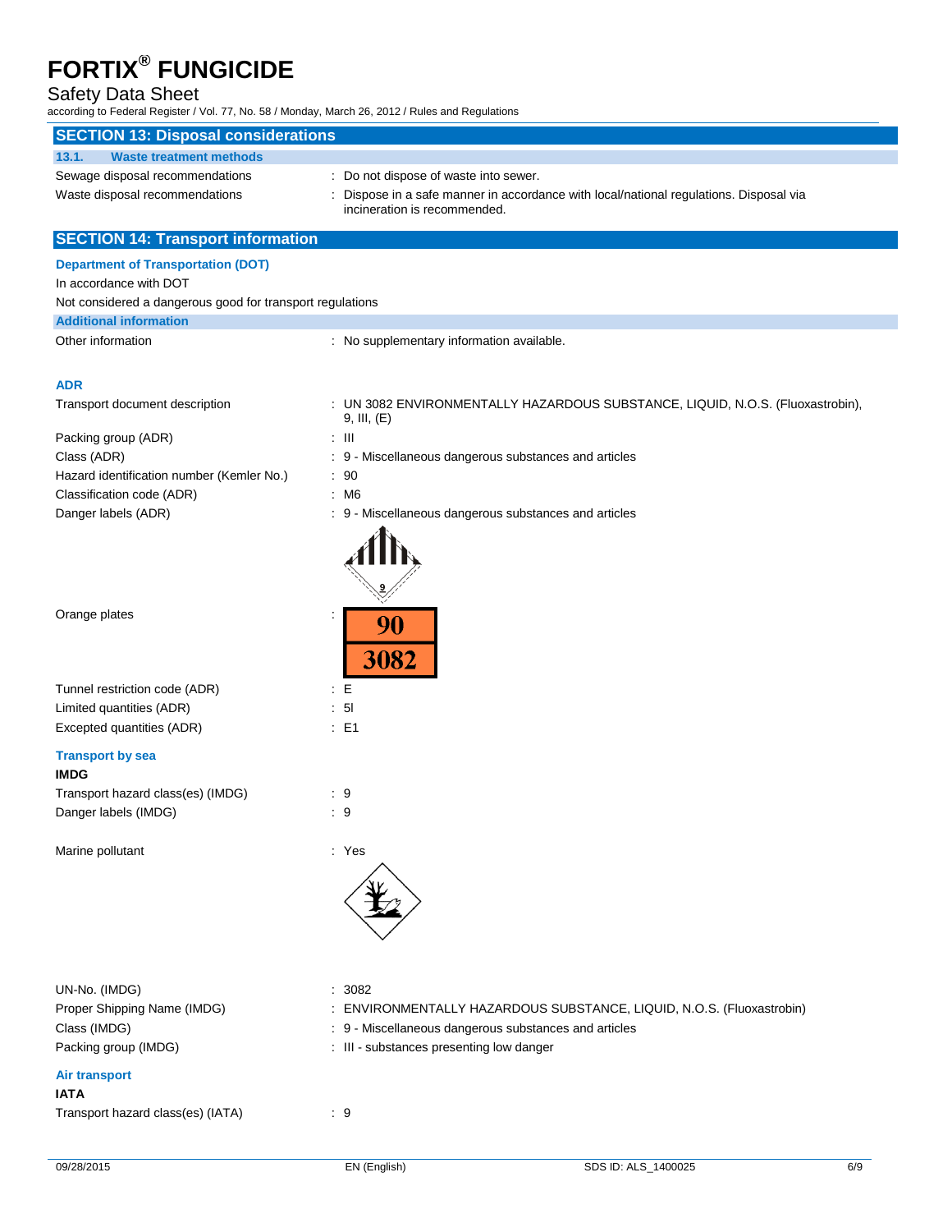## SECTION 13: Disposal considerations

### 13.1. Waste treatment methods

| | |
|---|---|
| Sewage disposal recommendations | : Do not dispose of waste into sewer. |
| Waste disposal recommendations | : Dispose in a safe manner in accordance with local/national regulations. Disposal via incineration is recommended. |

## SECTION 14: Transport information

### Department of Transportation (DOT)

In accordance with DOT

Not considered a dangerous good for transport regulations

### Additional information

| | |
|---|---|
| Other information | : No supplementary information available. |

### ADR

| | |
|---|---|
| Transport document description | : UN 3082 ENVIRONMENTALLY HAZARDOUS SUBSTANCE, LIQUID, N.O.S. (Fluoxastrobin), 9, III, (E) |
| Packing group (ADR) | : III |
| Class (ADR) | : 9 - Miscellaneous dangerous substances and articles |
| Hazard identification number (Kemler No.) | : 90 |
| Classification code (ADR) | : M6 |
| Danger labels (ADR) | : 9 - Miscellaneous dangerous substances and articles |
| Orange plates | : 90 / 3082 |
| Tunnel restriction code (ADR) | : E |
| Limited quantities (ADR) | : 5l |
| Excepted quantities (ADR) | : E1 |

### Transport by sea

**IMDG**

| | |
|---|---|
| Transport hazard class(es) (IMDG) | : 9 |
| Danger labels (IMDG) | : 9 |
| Marine pollutant | : Yes |
| UN-No. (IMDG) | : 3082 |
| Proper Shipping Name (IMDG) | : ENVIRONMENTALLY HAZARDOUS SUBSTANCE, LIQUID, N.O.S. (Fluoxastrobin) |
| Class (IMDG) | : 9 - Miscellaneous dangerous substances and articles |
| Packing group (IMDG) | : III - substances presenting low danger |

### Air transport

**IATA**

| | |
|---|---|
| Transport hazard class(es) (IATA) | : 9 |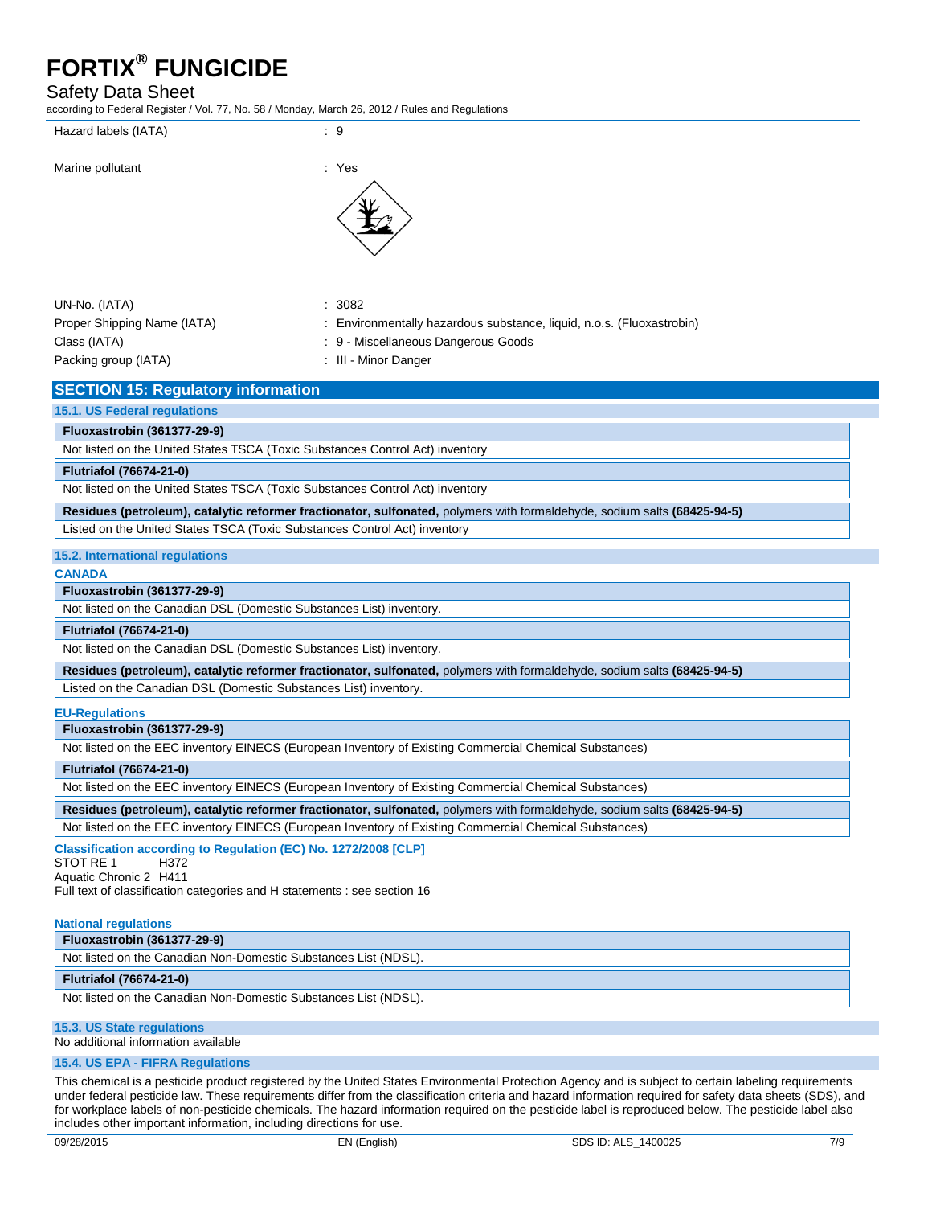Hazard labels (IATA) : 9

Marine pollutant : Yes

UN-No. (IATA) : 3082

Proper Shipping Name (IATA) : Environmentally hazardous substance, liquid, n.o.s. (Fluoxastrobin)

Class (IATA) : 9 - Miscellaneous Dangerous Goods

Packing group (IATA) : III - Minor Danger

## SECTION 15: Regulatory information

### 15.1. US Federal regulations

**Fluoxastrobin (361377-29-9)**

Not listed on the United States TSCA (Toxic Substances Control Act) inventory

**Flutriafol (76674-21-0)**

Not listed on the United States TSCA (Toxic Substances Control Act) inventory

**Residues (petroleum), catalytic reformer fractionator, sulfonated,** polymers with formaldehyde, sodium salts **(68425-94-5)**

Listed on the United States TSCA (Toxic Substances Control Act) inventory

### 15.2. International regulations

**CANADA**

**Fluoxastrobin (361377-29-9)**

Not listed on the Canadian DSL (Domestic Substances List) inventory.

**Flutriafol (76674-21-0)**

Not listed on the Canadian DSL (Domestic Substances List) inventory.

**Residues (petroleum), catalytic reformer fractionator, sulfonated,** polymers with formaldehyde, sodium salts **(68425-94-5)**

Listed on the Canadian DSL (Domestic Substances List) inventory.

**EU-Regulations**

**Fluoxastrobin (361377-29-9)**

Not listed on the EEC inventory EINECS (European Inventory of Existing Commercial Chemical Substances)

**Flutriafol (76674-21-0)**

Not listed on the EEC inventory EINECS (European Inventory of Existing Commercial Chemical Substances)

**Residues (petroleum), catalytic reformer fractionator, sulfonated,** polymers with formaldehyde, sodium salts **(68425-94-5)**

Not listed on the EEC inventory EINECS (European Inventory of Existing Commercial Chemical Substances)

**Classification according to Regulation (EC) No. 1272/2008 [CLP]**

STOT RE 1 H372
Aquatic Chronic 2 H411
Full text of classification categories and H statements : see section 16

**National regulations**

**Fluoxastrobin (361377-29-9)**

Not listed on the Canadian Non-Domestic Substances List (NDSL).

**Flutriafol (76674-21-0)**

Not listed on the Canadian Non-Domestic Substances List (NDSL).

### 15.3. US State regulations

No additional information available

### 15.4. US EPA - FIFRA Regulations

This chemical is a pesticide product registered by the United States Environmental Protection Agency and is subject to certain labeling requirements under federal pesticide law. These requirements differ from the classification criteria and hazard information required for safety data sheets (SDS), and for workplace labels of non-pesticide chemicals. The hazard information required on the pesticide label is reproduced below. The pesticide label also includes other important information, including directions for use.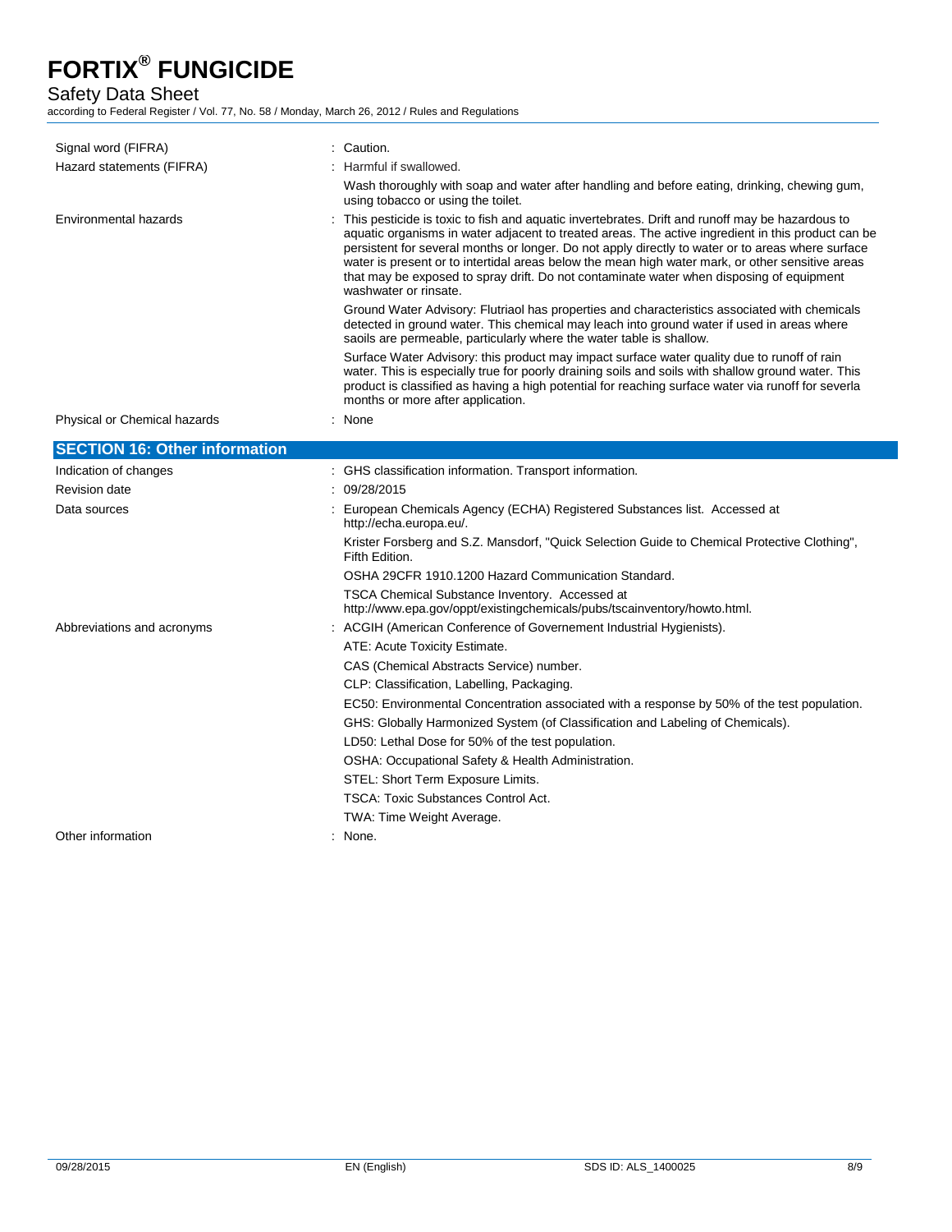| | |
|---|---|
| Signal word (FIFRA) | : Caution. |
| Hazard statements (FIFRA) | : Harmful if swallowed.<br><br>Wash thoroughly with soap and water after handling and before eating, drinking, chewing gum, using tobacco or using the toilet. |
| Environmental hazards | : This pesticide is toxic to fish and aquatic invertebrates. Drift and runoff may be hazardous to aquatic organisms in water adjacent to treated areas. The active ingredient in this product can be persistent for several months or longer. Do not apply directly to water or to areas where surface water is present or to intertidal areas below the mean high water mark, or other sensitive areas that may be exposed to spray drift. Do not contaminate water when disposing of equipment washwater or rinsate.<br><br>Ground Water Advisory: Flutriaol has properties and characteristics associated with chemicals detected in ground water. This chemical may leach into ground water if used in areas where saoils are permeable, particularly where the water table is shallow.<br><br>Surface Water Advisory: this product may impact surface water quality due to runoff of rain water. This is especially true for poorly draining soils and soils with shallow ground water. This product is classified as having a high potential for reaching surface water via runoff for severla months or more after application. |
| Physical or Chemical hazards | : None |

## SECTION 16: Other information

| | |
|---|---|
| Indication of changes | : GHS classification information. Transport information. |
| Revision date | : 09/28/2015 |
| Data sources | : European Chemicals Agency (ECHA) Registered Substances list. Accessed at http://echa.europa.eu/.<br><br>Krister Forsberg and S.Z. Mansdorf, "Quick Selection Guide to Chemical Protective Clothing", Fifth Edition.<br><br>OSHA 29CFR 1910.1200 Hazard Communication Standard.<br><br>TSCA Chemical Substance Inventory. Accessed at http://www.epa.gov/oppt/existingchemicals/pubs/tscainventory/howto.html. |
| Abbreviations and acronyms | : ACGIH (American Conference of Governement Industrial Hygienists).<br><br>ATE: Acute Toxicity Estimate.<br><br>CAS (Chemical Abstracts Service) number.<br><br>CLP: Classification, Labelling, Packaging.<br><br>EC50: Environmental Concentration associated with a response by 50% of the test population.<br><br>GHS: Globally Harmonized System (of Classification and Labeling of Chemicals).<br><br>LD50: Lethal Dose for 50% of the test population.<br><br>OSHA: Occupational Safety & Health Administration.<br><br>STEL: Short Term Exposure Limits.<br><br>TSCA: Toxic Substances Control Act.<br><br>TWA: Time Weight Average. |
| Other information | : None. |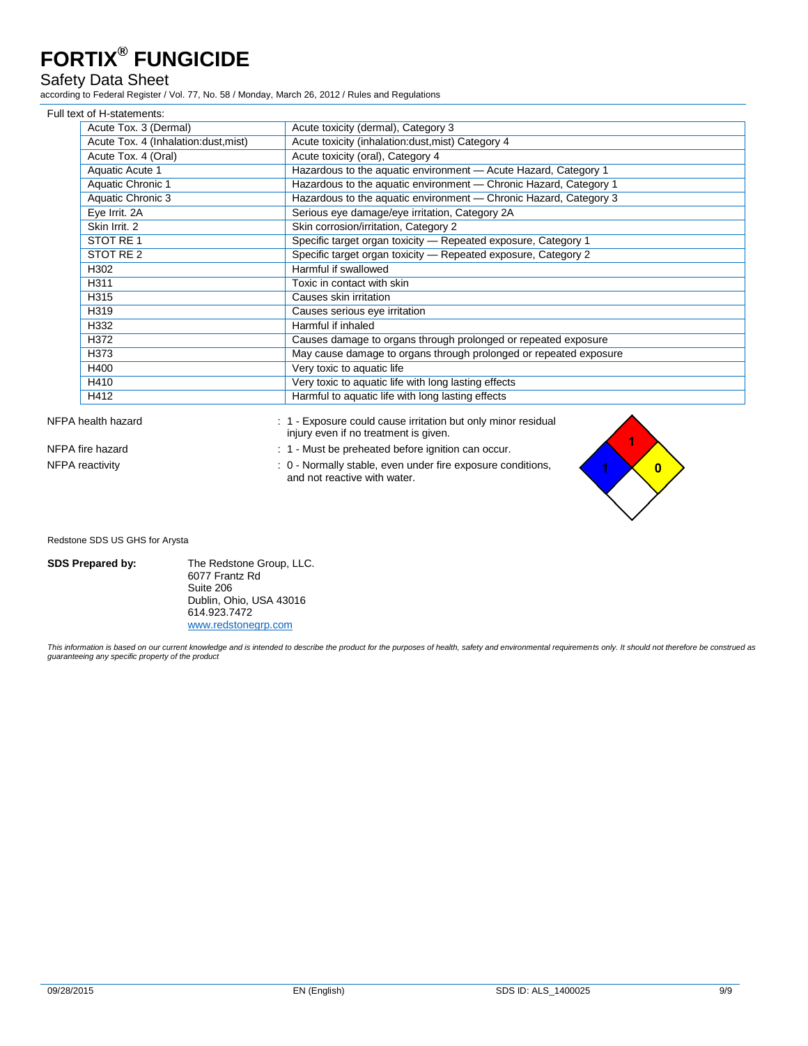Full text of H-statements:

| | |
|---|---|
| Acute Tox. 3 (Dermal) | Acute toxicity (dermal), Category 3 |
| Acute Tox. 4 (Inhalation:dust,mist) | Acute toxicity (inhalation:dust,mist) Category 4 |
| Acute Tox. 4 (Oral) | Acute toxicity (oral), Category 4 |
| Aquatic Acute 1 | Hazardous to the aquatic environment — Acute Hazard, Category 1 |
| Aquatic Chronic 1 | Hazardous to the aquatic environment — Chronic Hazard, Category 1 |
| Aquatic Chronic 3 | Hazardous to the aquatic environment — Chronic Hazard, Category 3 |
| Eye Irrit. 2A | Serious eye damage/eye irritation, Category 2A |
| Skin Irrit. 2 | Skin corrosion/irritation, Category 2 |
| STOT RE 1 | Specific target organ toxicity — Repeated exposure, Category 1 |
| STOT RE 2 | Specific target organ toxicity — Repeated exposure, Category 2 |
| H302 | Harmful if swallowed |
| H311 | Toxic in contact with skin |
| H315 | Causes skin irritation |
| H319 | Causes serious eye irritation |
| H332 | Harmful if inhaled |
| H372 | Causes damage to organs through prolonged or repeated exposure |
| H373 | May cause damage to organs through prolonged or repeated exposure |
| H400 | Very toxic to aquatic life |
| H410 | Very toxic to aquatic life with long lasting effects |
| H412 | Harmful to aquatic life with long lasting effects |

NFPA health hazard : 1 - Exposure could cause irritation but only minor residual injury even if no treatment is given.

NFPA fire hazard : 1 - Must be preheated before ignition can occur.

NFPA reactivity : 0 - Normally stable, even under fire exposure conditions, and not reactive with water.

1
1
0

Redstone SDS US GHS for Arysta

**SDS Prepared by:** The Redstone Group, LLC.
6077 Frantz Rd
Suite 206
Dublin, Ohio, USA 43016
614.923.7472
www.redstonegrp.com

*This information is based on our current knowledge and is intended to describe the product for the purposes of health, safety and environmental requirements only. It should not therefore be construed as guaranteeing any specific property of the product*